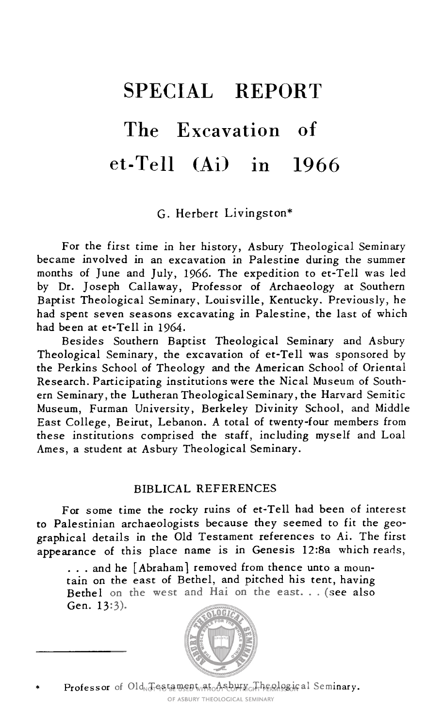# SPECIAL REPORT

# The Excavation of et-Tell (Ai) in 1966

G. Herbert Livingston*

For the first time in her history, Asbury Theological Seminary became involved in an excavation in Palestine during the summer months of June and July, 1966. The expedition to et-Tell was led by Dr. Joseph Callaway, Professor of Archaeology at Southern Baptist Theological Seminary, Louisville, Kentucky. Previously, he had spent seven seasons excavating in Palestine, the last of which had been at et-Tell in 1964.

Besides Southern Baptist Theological Seminary and Asbury Theological Seminary, the excavation of et-Tell was sponsored by the Perkins School of Theology and the American School of Oriental Research. Participating institutions were the Nical Museum of Southern Seminary, the Lutheran Theological Seminary, the Harvard Semitic Museum, Furman University, Berkeley Divinity School, and Middle East College, Beirut, Lebanon. A total of twenty-four members from these institutions comprised the staff, including myself and Loal Ames, a student at Asbury Theological Seminary.

## BIBLICAL REFERENCES

For some time the rocky ruins of et-Tell had been of interest to Palestinian archaeologists because they seemed to fit the geographical details in the Old Testament references to Ai. The first appearance of this place name is in Genesis 12:8a which reads,

> . . . and he [Abraham] removed from thence unto a mountain on the east of Bethel, and pitched his tent, having Bethel on the west and Hai on the east. . . (see also Gen. 13:3).

---

\* Professor of Old Testament at Asbury Theological Seminary.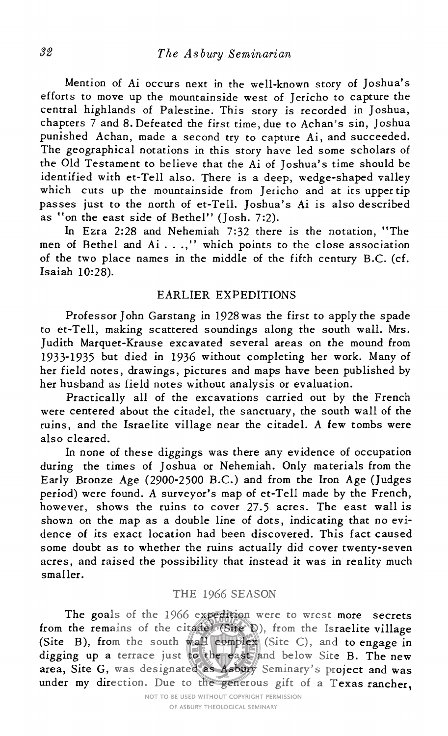Mention of Ai occurs next in the well-known story of Joshua's efforts to move up the mountainside west of Jericho to capture the central highlands of Palestine. This story is recorded in Joshua, chapters 7 and 8. Defeated the first time, due to Achan's sin, Joshua punished Achan, made a second try to capture Ai, and succeeded. The geographical notations in this story have led some scholars of the Old Testament to believe that the Ai of Joshua's time should be identified with et-Tell also. There is a deep, wedge-shaped valley which cuts up the mountainside from Jericho and at its upper tip passes just to the north of et-Tell. Joshua's Ai is also described as "on the east side of Bethel" (Josh. 7:2).

In Ezra 2:28 and Nehemiah 7:32 there is the notation, "The men of Bethel and Ai . . .," which points to the close association of the two place names in the middle of the fifth century B.C. (cf. Isaiah 10:28).

## EARLIER EXPEDITIONS

Professor John Garstang in 1928 was the first to apply the spade to et-Tell, making scattered soundings along the south wall. Mrs. Judith Marquet-Krause excavated several areas on the mound from 1933-1935 but died in 1936 without completing her work. Many of her field notes, drawings, pictures and maps have been published by her husband as field notes without analysis or evaluation.

Practically all of the excavations carried out by the French were centered about the citadel, the sanctuary, the south wall of the ruins, and the Israelite village near the citadel. A few tombs were also cleared.

In none of these diggings was there any evidence of occupation during the times of Joshua or Nehemiah. Only materials from the Early Bronze Age (2900-2500 B.C.) and from the Iron Age (Judges period) were found. A surveyor's map of et-Tell made by the French, however, shows the ruins to cover 27.5 acres. The east wall is shown on the map as a double line of dots, indicating that no evidence of its exact location had been discovered. This fact caused some doubt as to whether the ruins actually did cover twenty-seven acres, and raised the possibility that instead it was in reality much smaller.

## THE 1966 SEASON

The goals of the 1966 expedition were to wrest more secrets from the remains of the citadel (Site D), from the Israelite village (Site B), from the south wall complex (Site C), and to engage in digging up a terrace just to the east and below Site B. The new area, Site G, was designated as Asbury Seminary's project and was under my direction. Due to the generous gift of a Texas rancher,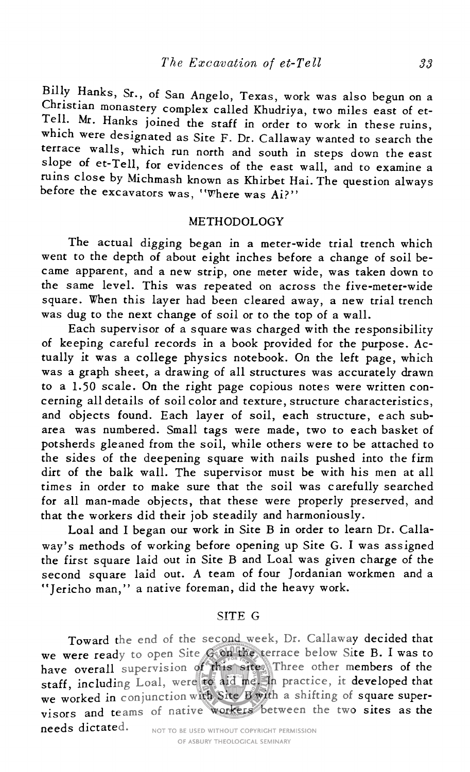Billy Hanks, Sr., of San Angelo, Texas, work was also begun on a Christian monastery complex called Khudriya, two miles east of et-Tell. Mr. Hanks joined the staff in order to work in these ruins, which were designated as Site F. Dr. Callaway wanted to search the terrace walls, which run north and south in steps down the east slope of et-Tell, for evidences of the east wall, and to examine a ruins close by Michmash known as Khirbet Hai. The question always before the excavators was, "Where was Ai?"

## METHODOLOGY

The actual digging began in a meter-wide trial trench which went to the depth of about eight inches before a change of soil became apparent, and a new strip, one meter wide, was taken down to the same level. This was repeated on across the five-meter-wide square. When this layer had been cleared away, a new trial trench was dug to the next change of soil or to the top of a wall.

Each supervisor of a square was charged with the responsibility of keeping careful records in a book provided for the purpose. Actually it was a college physics notebook. On the left page, which was a graph sheet, a drawing of all structures was accurately drawn to a 1.50 scale. On the right page copious notes were written concerning all details of soil color and texture, structure characteristics, and objects found. Each layer of soil, each structure, each sub-area was numbered. Small tags were made, two to each basket of potsherds gleaned from the soil, while others were to be attached to the sides of the deepening square with nails pushed into the firm dirt of the balk wall. The supervisor must be with his men at all times in order to make sure that the soil was carefully searched for all man-made objects, that these were properly preserved, and that the workers did their job steadily and harmoniously.

Loal and I began our work in Site B in order to learn Dr. Callaway's methods of working before opening up Site G. I was assigned the first square laid out in Site B and Loal was given charge of the second square laid out. A team of four Jordanian workmen and a "Jericho man," a native foreman, did the heavy work.

## SITE G

Toward the end of the second week, Dr. Callaway decided that we were ready to open Site G on the terrace below Site B. I was to have overall supervision of this site. Three other members of the staff, including Loal, were to aid me. In practice, it developed that we worked in conjunction with Site B with a shifting of square supervisors and teams of native workers between the two sites as the needs dictated.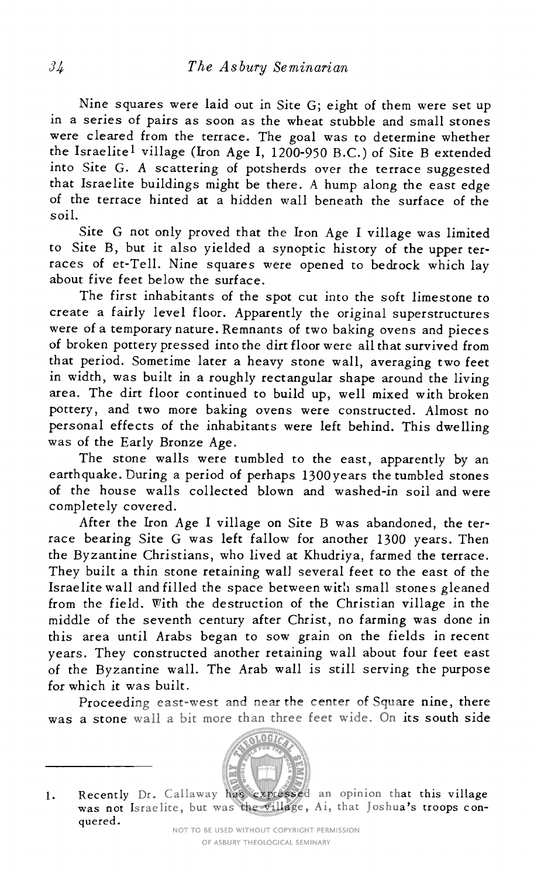Nine squares were laid out in Site G; eight of them were set up in a series of pairs as soon as the wheat stubble and small stones were cleared from the terrace. The goal was to determine whether the Israelite[1] village (Iron Age I, 1200-950 B.C.) of Site B extended into Site G. A scattering of potsherds over the terrace suggested that Israelite buildings might be there. A hump along the east edge of the terrace hinted at a hidden wall beneath the surface of the soil.

Site G not only proved that the Iron Age I village was limited to Site B, but it also yielded a synoptic history of the upper terraces of et-Tell. Nine squares were opened to bedrock which lay about five feet below the surface.

The first inhabitants of the spot cut into the soft limestone to create a fairly level floor. Apparently the original superstructures were of a temporary nature. Remnants of two baking ovens and pieces of broken pottery pressed into the dirt floor were all that survived from that period. Sometime later a heavy stone wall, averaging two feet in width, was built in a roughly rectangular shape around the living area. The dirt floor continued to build up, well mixed with broken pottery, and two more baking ovens were constructed. Almost no personal effects of the inhabitants were left behind. This dwelling was of the Early Bronze Age.

The stone walls were tumbled to the east, apparently by an earthquake. During a period of perhaps 1300 years the tumbled stones of the house walls collected blown and washed-in soil and were completely covered.

After the Iron Age I village on Site B was abandoned, the terrace bearing Site G was left fallow for another 1300 years. Then the Byzantine Christians, who lived at Khudriya, farmed the terrace. They built a thin stone retaining wall several feet to the east of the Israelite wall and filled the space between with small stones gleaned from the field. With the destruction of the Christian village in the middle of the seventh century after Christ, no farming was done in this area until Arabs began to sow grain on the fields in recent years. They constructed another retaining wall about four feet east of the Byzantine wall. The Arab wall is still serving the purpose for which it was built.

Proceeding east-west and near the center of Square nine, there was a stone wall a bit more than three feet wide. On its south side

---

1. Recently Dr. Callaway has expressed an opinion that this village was not Israelite, but was the village, Ai, that Joshua's troops conquered.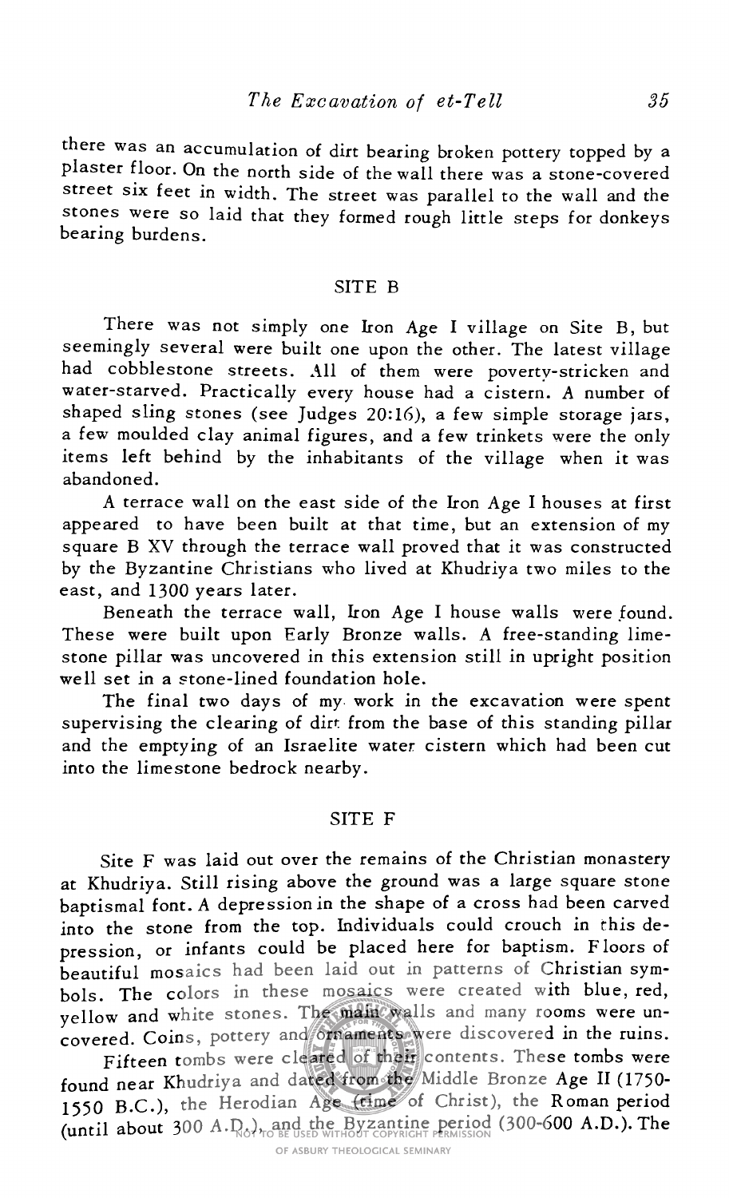there was an accumulation of dirt bearing broken pottery topped by a plaster floor. On the north side of the wall there was a stone-covered street six feet in width. The street was parallel to the wall and the stones were so laid that they formed rough little steps for donkeys bearing burdens.

## SITE B

There was not simply one Iron Age I village on Site B, but seemingly several were built one upon the other. The latest village had cobblestone streets. All of them were poverty-stricken and water-starved. Practically every house had a cistern. A number of shaped sling stones (see Judges 20:16), a few simple storage jars, a few moulded clay animal figures, and a few trinkets were the only items left behind by the inhabitants of the village when it was abandoned.

A terrace wall on the east side of the Iron Age I houses at first appeared to have been built at that time, but an extension of my square B XV through the terrace wall proved that it was constructed by the Byzantine Christians who lived at Khudriya two miles to the east, and 1300 years later.

Beneath the terrace wall, Iron Age I house walls were found. These were built upon Early Bronze walls. A free-standing limestone pillar was uncovered in this extension still in upright position well set in a stone-lined foundation hole.

The final two days of my work in the excavation were spent supervising the clearing of dirt from the base of this standing pillar and the emptying of an Israelite water cistern which had been cut into the limestone bedrock nearby.

## SITE F

Site F was laid out over the remains of the Christian monastery at Khudriya. Still rising above the ground was a large square stone baptismal font. A depression in the shape of a cross had been carved into the stone from the top. Individuals could crouch in this depression, or infants could be placed here for baptism. Floors of beautiful mosaics had been laid out in patterns of Christian symbols. The colors in these mosaics were created with blue, red, yellow and white stones. The main walls and many rooms were uncovered. Coins, pottery and ornaments were discovered in the ruins.

Fifteen tombs were cleared of their contents. These tombs were found near Khudriya and dated from the Middle Bronze Age II (1750-1550 B.C.), the Herodian Age (time of Christ), the Roman period (until about 300 A.D.), and the Byzantine period (300-600 A.D.). The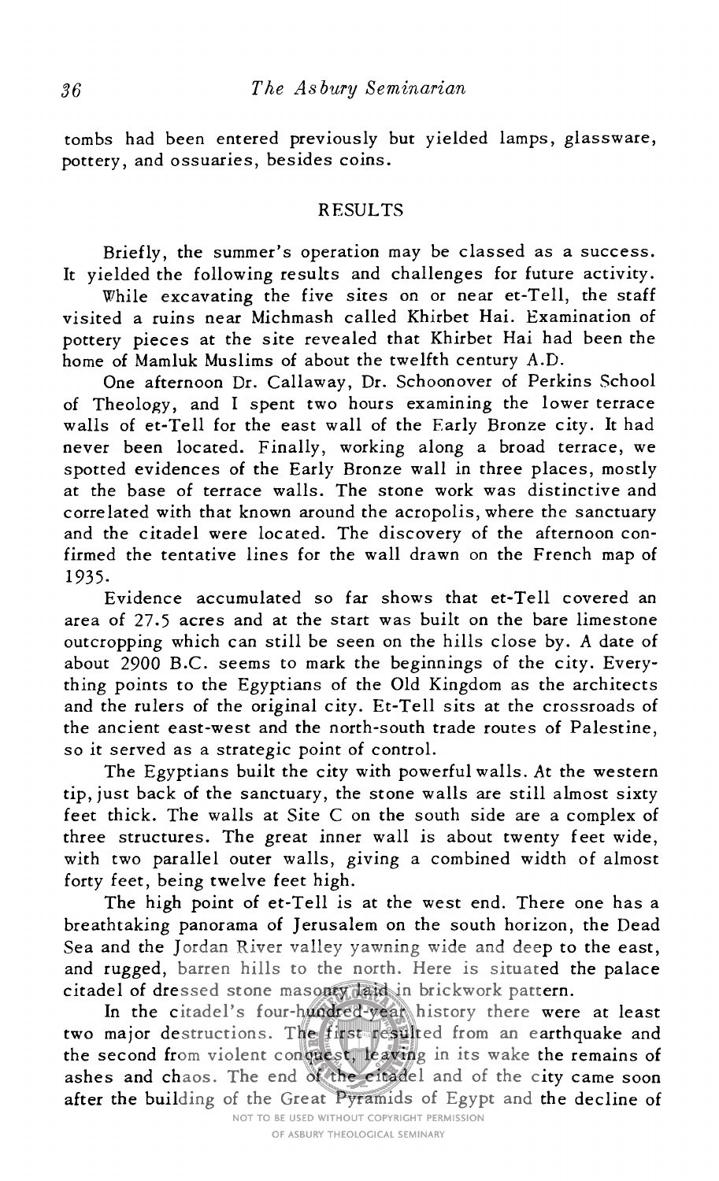tombs had been entered previously but yielded lamps, glassware, pottery, and ossuaries, besides coins.

## RESULTS

Briefly, the summer's operation may be classed as a success. It yielded the following results and challenges for future activity.

While excavating the five sites on or near et-Tell, the staff visited a ruins near Michmash called Khirbet Hai. Examination of pottery pieces at the site revealed that Khirbet Hai had been the home of Mamluk Muslims of about the twelfth century A.D.

One afternoon Dr. Callaway, Dr. Schoonover of Perkins School of Theology, and I spent two hours examining the lower terrace walls of et-Tell for the east wall of the Early Bronze city. It had never been located. Finally, working along a broad terrace, we spotted evidences of the Early Bronze wall in three places, mostly at the base of terrace walls. The stone work was distinctive and correlated with that known around the acropolis, where the sanctuary and the citadel were located. The discovery of the afternoon confirmed the tentative lines for the wall drawn on the French map of 1935.

Evidence accumulated so far shows that et-Tell covered an area of 27.5 acres and at the start was built on the bare limestone outcropping which can still be seen on the hills close by. A date of about 2900 B.C. seems to mark the beginnings of the city. Everything points to the Egyptians of the Old Kingdom as the architects and the rulers of the original city. Et-Tell sits at the crossroads of the ancient east-west and the north-south trade routes of Palestine, so it served as a strategic point of control.

The Egyptians built the city with powerful walls. At the western tip, just back of the sanctuary, the stone walls are still almost sixty feet thick. The walls at Site C on the south side are a complex of three structures. The great inner wall is about twenty feet wide, with two parallel outer walls, giving a combined width of almost forty feet, being twelve feet high.

The high point of et-Tell is at the west end. There one has a breathtaking panorama of Jerusalem on the south horizon, the Dead Sea and the Jordan River valley yawning wide and deep to the east, and rugged, barren hills to the north. Here is situated the palace citadel of dressed stone masonry laid in brickwork pattern.

In the citadel's four-hundred-year history there were at least two major destructions. The first resulted from an earthquake and the second from violent conquest, leaving in its wake the remains of ashes and chaos. The end of the citadel and of the city came soon after the building of the Great Pyramids of Egypt and the decline of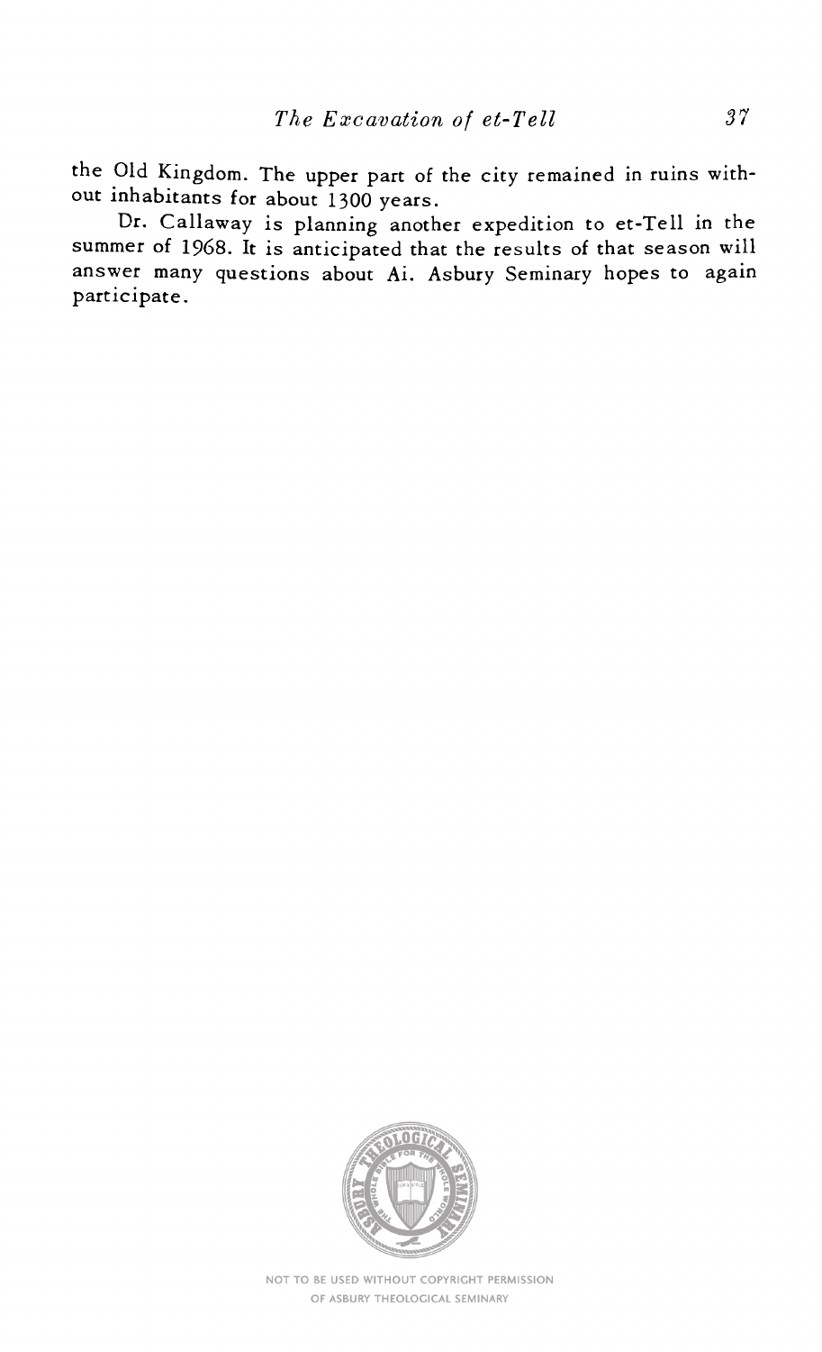the Old Kingdom. The upper part of the city remained in ruins without inhabitants for about 1300 years.

Dr. Callaway is planning another expedition to et-Tell in the summer of 1968. It is anticipated that the results of that season will answer many questions about Ai. Asbury Seminary hopes to again participate.

NOT TO BE USED WITHOUT COPYRIGHT PERMISSION
OF ASBURY THEOLOGICAL SEMINARY